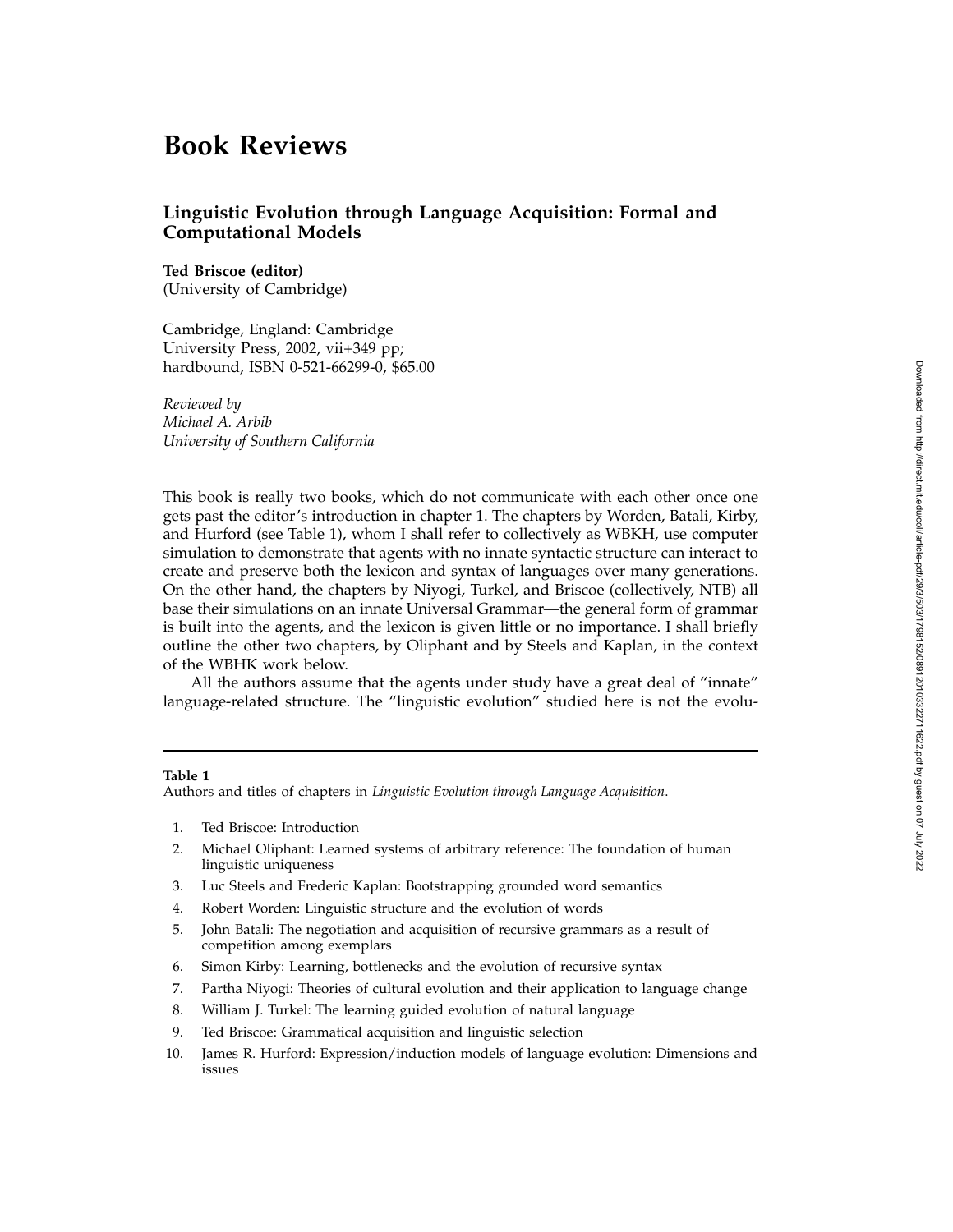# Book Reviews

## Linguistic Evolution through Language Acquisition: Formal and Computational Models

**Ted Briscoe (editor)**
(University of Cambridge)

Cambridge, England: Cambridge University Press, 2002, vii+349 pp; hardbound, ISBN 0-521-66299-0, $65.00

*Reviewed by*
*Michael A. Arbib*
*University of Southern California*

This book is really two books, which do not communicate with each other once one gets past the editor's introduction in chapter 1. The chapters by Worden, Batali, Kirby, and Hurford (see Table 1), whom I shall refer to collectively as WBKH, use computer simulation to demonstrate that agents with no innate syntactic structure can interact to create and preserve both the lexicon and syntax of languages over many generations. On the other hand, the chapters by Niyogi, Turkel, and Briscoe (collectively, NTB) all base their simulations on an innate Universal Grammar—the general form of grammar is built into the agents, and the lexicon is given little or no importance. I shall briefly outline the other two chapters, by Oliphant and by Steels and Kaplan, in the context of the WBHK work below.

All the authors assume that the agents under study have a great deal of "innate" language-related structure. The "linguistic evolution" studied here is not the evolu-

**Table 1**
Authors and titles of chapters in *Linguistic Evolution through Language Acquisition*.

1. Ted Briscoe: Introduction
2. Michael Oliphant: Learned systems of arbitrary reference: The foundation of human linguistic uniqueness
3. Luc Steels and Frederic Kaplan: Bootstrapping grounded word semantics
4. Robert Worden: Linguistic structure and the evolution of words
5. John Batali: The negotiation and acquisition of recursive grammars as a result of competition among exemplars
6. Simon Kirby: Learning, bottlenecks and the evolution of recursive syntax
7. Partha Niyogi: Theories of cultural evolution and their application to language change
8. William J. Turkel: The learning guided evolution of natural language
9. Ted Briscoe: Grammatical acquisition and linguistic selection
10. James R. Hurford: Expression/induction models of language evolution: Dimensions and issues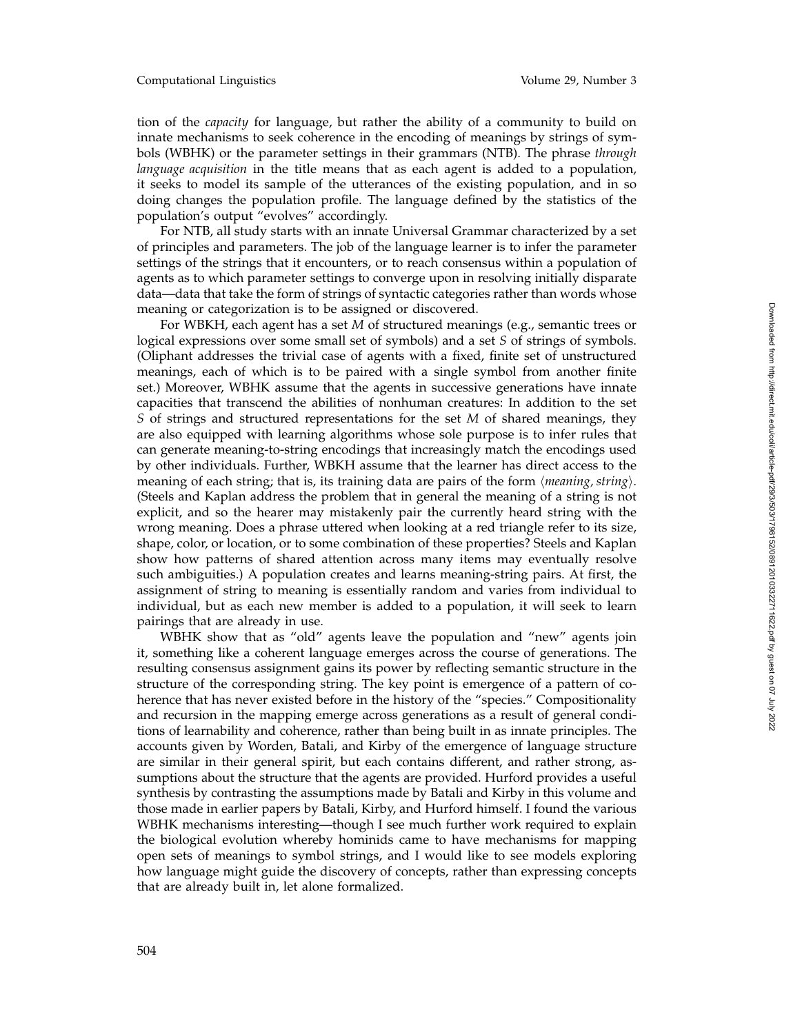tion of the *capacity* for language, but rather the ability of a community to build on innate mechanisms to seek coherence in the encoding of meanings by strings of symbols (WBHK) or the parameter settings in their grammars (NTB). The phrase *through language acquisition* in the title means that as each agent is added to a population, it seeks to model its sample of the utterances of the existing population, and in so doing changes the population profile. The language defined by the statistics of the population's output "evolves" accordingly.

For NTB, all study starts with an innate Universal Grammar characterized by a set of principles and parameters. The job of the language learner is to infer the parameter settings of the strings that it encounters, or to reach consensus within a population of agents as to which parameter settings to converge upon in resolving initially disparate data—data that take the form of strings of syntactic categories rather than words whose meaning or categorization is to be assigned or discovered.

For WBKH, each agent has a set $M$ of structured meanings (e.g., semantic trees or logical expressions over some small set of symbols) and a set $S$ of strings of symbols. (Oliphant addresses the trivial case of agents with a fixed, finite set of unstructured meanings, each of which is to be paired with a single symbol from another finite set.) Moreover, WBHK assume that the agents in successive generations have innate capacities that transcend the abilities of nonhuman creatures: In addition to the set $S$ of strings and structured representations for the set $M$ of shared meanings, they are also equipped with learning algorithms whose sole purpose is to infer rules that can generate meaning-to-string encodings that increasingly match the encodings used by other individuals. Further, WBKH assume that the learner has direct access to the meaning of each string; that is, its training data are pairs of the form $\langle$*meaning, string*$\rangle$. (Steels and Kaplan address the problem that in general the meaning of a string is not explicit, and so the hearer may mistakenly pair the currently heard string with the wrong meaning. Does a phrase uttered when looking at a red triangle refer to its size, shape, color, or location, or to some combination of these properties? Steels and Kaplan show how patterns of shared attention across many items may eventually resolve such ambiguities.) A population creates and learns meaning-string pairs. At first, the assignment of string to meaning is essentially random and varies from individual to individual, but as each new member is added to a population, it will seek to learn pairings that are already in use.

WBHK show that as "old" agents leave the population and "new" agents join it, something like a coherent language emerges across the course of generations. The resulting consensus assignment gains its power by reflecting semantic structure in the structure of the corresponding string. The key point is emergence of a pattern of coherence that has never existed before in the history of the "species." Compositionality and recursion in the mapping emerge across generations as a result of general conditions of learnability and coherence, rather than being built in as innate principles. The accounts given by Worden, Batali, and Kirby of the emergence of language structure are similar in their general spirit, but each contains different, and rather strong, assumptions about the structure that the agents are provided. Hurford provides a useful synthesis by contrasting the assumptions made by Batali and Kirby in this volume and those made in earlier papers by Batali, Kirby, and Hurford himself. I found the various WBHK mechanisms interesting—though I see much further work required to explain the biological evolution whereby hominids came to have mechanisms for mapping open sets of meanings to symbol strings, and I would like to see models exploring how language might guide the discovery of concepts, rather than expressing concepts that are already built in, let alone formalized.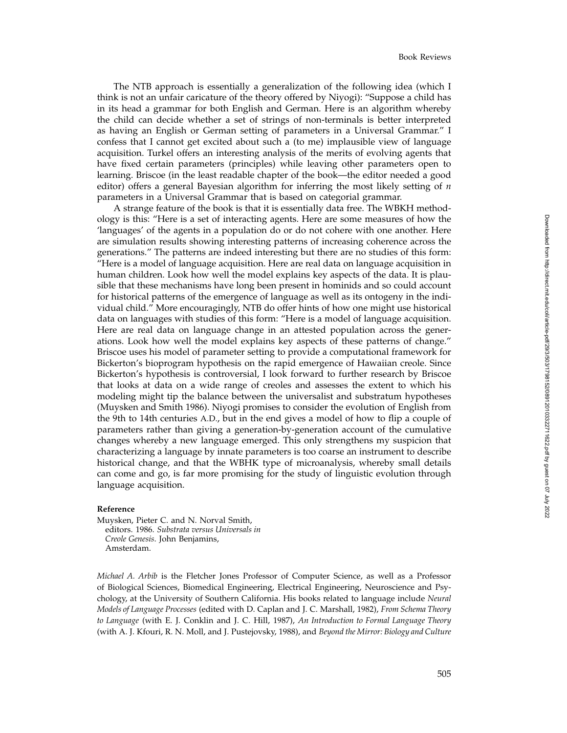The NTB approach is essentially a generalization of the following idea (which I think is not an unfair caricature of the theory offered by Niyogi): "Suppose a child has in its head a grammar for both English and German. Here is an algorithm whereby the child can decide whether a set of strings of non-terminals is better interpreted as having an English or German setting of parameters in a Universal Grammar." I confess that I cannot get excited about such a (to me) implausible view of language acquisition. Turkel offers an interesting analysis of the merits of evolving agents that have fixed certain parameters (principles) while leaving other parameters open to learning. Briscoe (in the least readable chapter of the book—the editor needed a good editor) offers a general Bayesian algorithm for inferring the most likely setting of $n$ parameters in a Universal Grammar that is based on categorial grammar.

A strange feature of the book is that it is essentially data free. The WBKH methodology is this: "Here is a set of interacting agents. Here are some measures of how the 'languages' of the agents in a population do or do not cohere with one another. Here are simulation results showing interesting patterns of increasing coherence across the generations." The patterns are indeed interesting but there are no studies of this form: "Here is a model of language acquisition. Here are real data on language acquisition in human children. Look how well the model explains key aspects of the data. It is plausible that these mechanisms have long been present in hominids and so could account for historical patterns of the emergence of language as well as its ontogeny in the individual child." More encouragingly, NTB do offer hints of how one might use historical data on languages with studies of this form: "Here is a model of language acquisition. Here are real data on language change in an attested population across the generations. Look how well the model explains key aspects of these patterns of change." Briscoe uses his model of parameter setting to provide a computational framework for Bickerton's bioprogram hypothesis on the rapid emergence of Hawaiian creole. Since Bickerton's hypothesis is controversial, I look forward to further research by Briscoe that looks at data on a wide range of creoles and assesses the extent to which his modeling might tip the balance between the universalist and substratum hypotheses (Muysken and Smith 1986). Niyogi promises to consider the evolution of English from the 9th to 14th centuries A.D., but in the end gives a model of how to flip a couple of parameters rather than giving a generation-by-generation account of the cumulative changes whereby a new language emerged. This only strengthens my suspicion that characterizing a language by innate parameters is too coarse an instrument to describe historical change, and that the WBHK type of microanalysis, whereby small details can come and go, is far more promising for the study of linguistic evolution through language acquisition.

**Reference**

Muysken, Pieter C. and N. Norval Smith, editors. 1986. *Substrata versus Universals in Creole Genesis.* John Benjamins, Amsterdam.

*Michael A. Arbib* is the Fletcher Jones Professor of Computer Science, as well as a Professor of Biological Sciences, Biomedical Engineering, Electrical Engineering, Neuroscience and Psychology, at the University of Southern California. His books related to language include *Neural Models of Language Processes* (edited with D. Caplan and J. C. Marshall, 1982), *From Schema Theory to Language* (with E. J. Conklin and J. C. Hill, 1987), *An Introduction to Formal Language Theory* (with A. J. Kfouri, R. N. Moll, and J. Pustejovsky, 1988), and *Beyond the Mirror: Biology and Culture*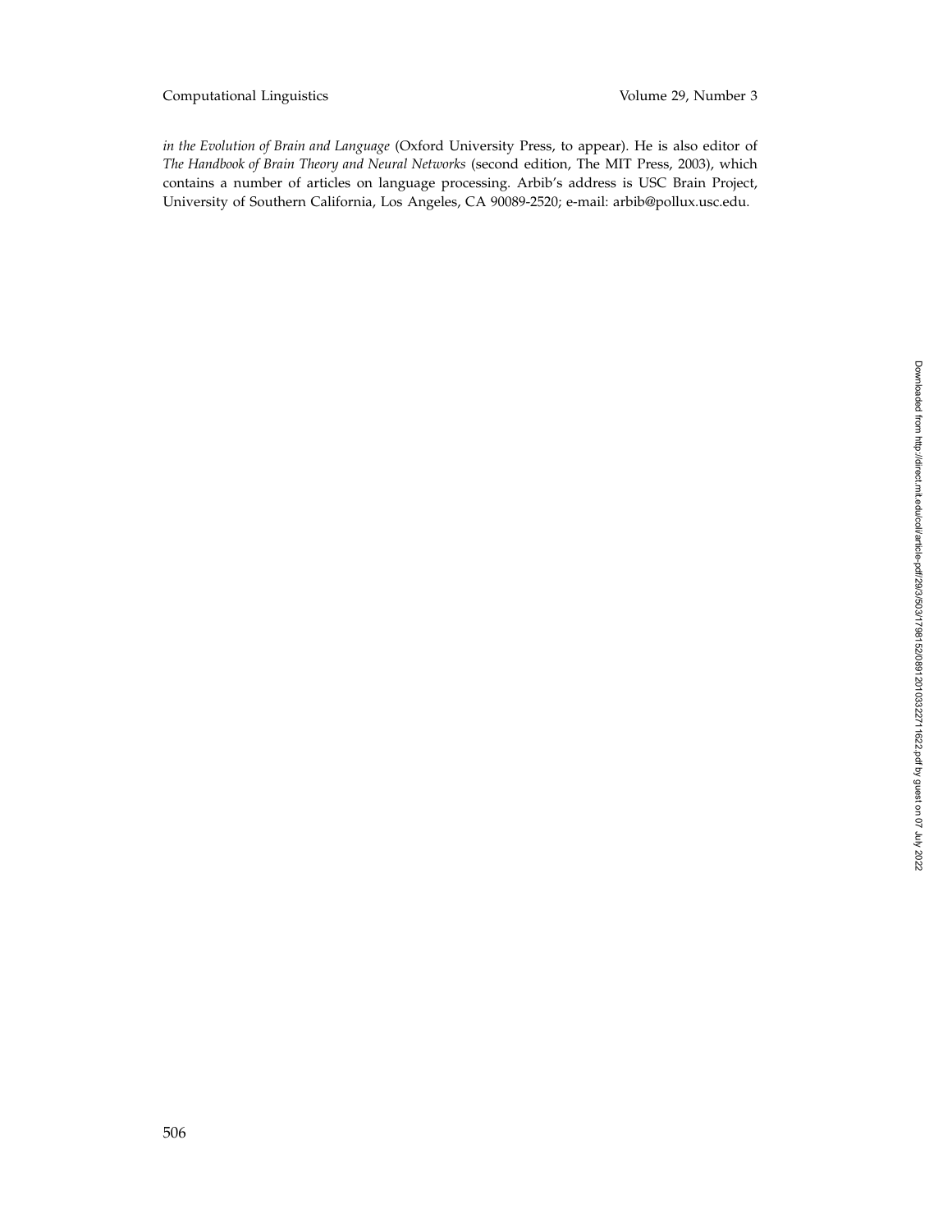*in the Evolution of Brain and Language* (Oxford University Press, to appear). He is also editor of *The Handbook of Brain Theory and Neural Networks* (second edition, The MIT Press, 2003), which contains a number of articles on language processing. Arbib's address is USC Brain Project, University of Southern California, Los Angeles, CA 90089-2520; e-mail: arbib@pollux.usc.edu.